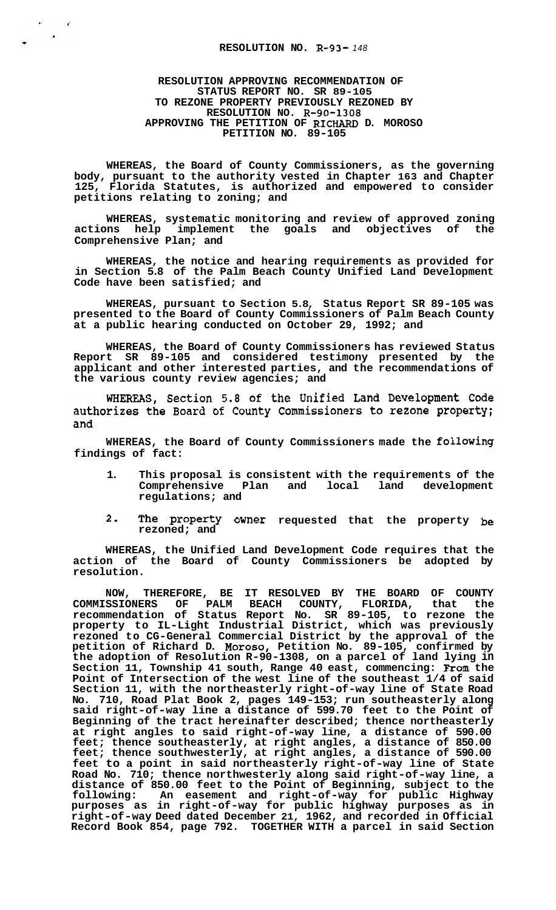**RESOLUTION NO. R-93-148**

**RESOLUTION APPROVING RECOMMENDATION OF STATUS REPORT NO. SR 89-105 TO REZONE PROPERTY PREVIOUSLY REZONED BY RESOLUTION NO. R-90-1308 APPROVING THE PETITION OF RICHARD D. MOROSO PETITION NO. 89-105**

**WHEREAS, the Board of County Commissioners, as the governing body, pursuant to the authority vested in Chapter 163 and Chapter 125, Florida Statutes, is authorized and empowered to consider petitions relating to zoning; and**

**WHEREAS, systematic monitoring and review of approved zoning actions help implement the goals and objectives of the Comprehensive Plan; and**

**WHEREAS, the notice and hearing requirements as provided for in Section 5.8 of the Palm Beach County Unified Land Development Code have been satisfied; and**

**WHEREAS, pursuant to Section 5.8, Status Report SR 89-105 was presented to the Board of County Commissioners of Palm Beach County at a public hearing conducted on October 29, 1992; and**

**WHEREAS, the Board of County Commissioners has reviewed Status Report SR 89-105 and considered testimony presented by the applicant and other interested parties, and the recommendations of the various county review agencies; and**

WHEREAS, Section 5.8 of the Unified Land Development Code authorizes the Board of County Commissioners to rezone property; and

**WHEREAS, the Board of County Commissioners made the following findings of fact:**

1. **This proposal is consistent with the requirements of the Comprehensive Plan and local land development regulations; and**
2. **The property owner requested that the property be rezoned; and**

**WHEREAS, the Unified Land Development Code requires that the action of the Board of County Commissioners be adopted by resolution.**

**NOW, THEREFORE, BE IT RESOLVED BY THE BOARD OF COUNTY COMMISSIONERS OF PALM BEACH COUNTY, FLORIDA, that the recommendation of Status Report No. SR 89-105, to rezone the property to IL-Light Industrial District, which was previously rezoned to CG-General Commercial District by the approval of the petition of Richard D. Moroso, Petition No. 89-105, confirmed by the adoption of Resolution R-90-1308, on a parcel of land lying in Section 11, Township 41 south, Range 40 east, commencing: From the Point of Intersection of the west line of the southeast 1/4 of said Section 11, with the northeasterly right-of-way line of State Road No. 710, Road Plat Book 2, pages 149-153; run southeasterly along said right-of-way line a distance of 599.70 feet to the Point of Beginning of the tract hereinafter described; thence northeasterly at right angles to said right-of-way line, a distance of 590.00 feet; thence southeasterly, at right angles, a distance of 850.00 feet; thence southwesterly, at right angles, a distance of 590.00 feet to a point in said northeasterly right-of-way line of State Road No. 710; thence northwesterly along said right-of-way line, a distance of 850.00 feet to the Point of Beginning, subject to the following: An easement and right-of-way for public Highway purposes as in right-of-way for public highway purposes as in right-of-way Deed dated December 21, 1962, and recorded in Official Record Book 854, page 792. TOGETHER WITH a parcel in said Section**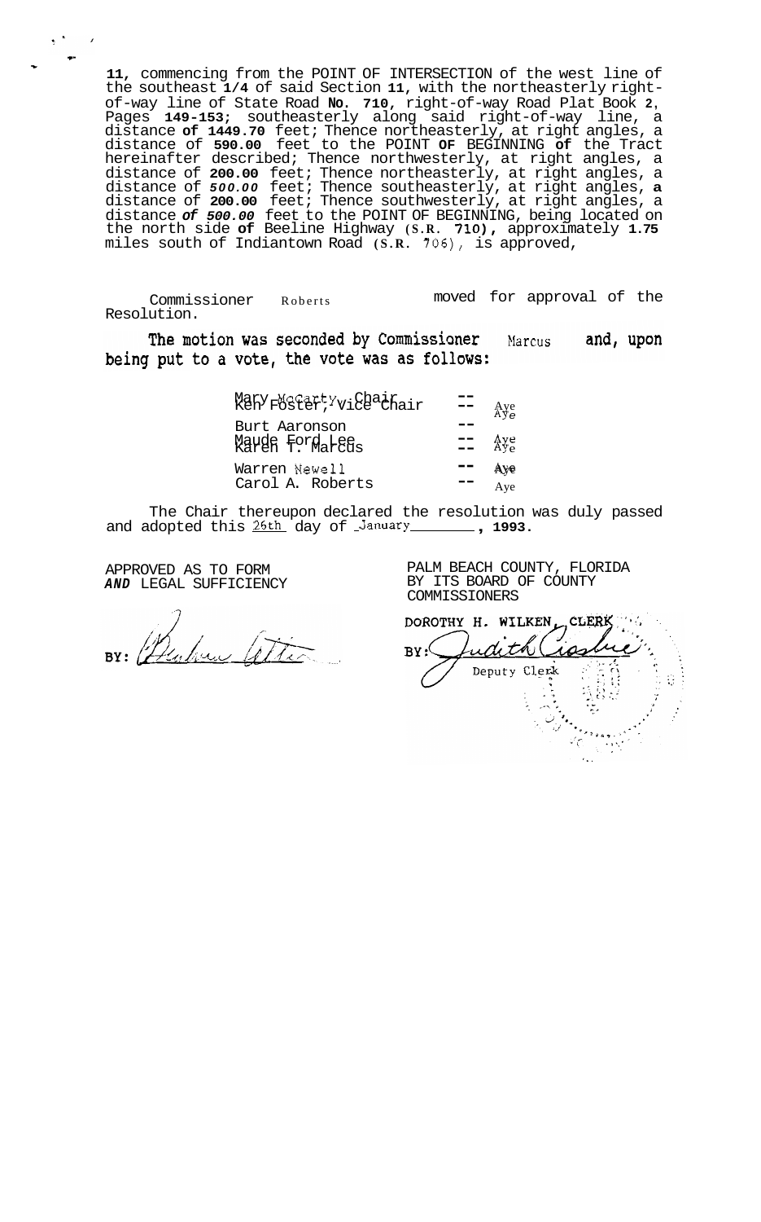11, commencing from the POINT OF INTERSECTION of the west line of the southeast 1/4 of said Section 11, with the northeasterly right-of-way line of State Road No. 710, right-of-way Road Plat Book 2, Pages 149-153; southeasterly along said right-of-way line, a distance of 1449.70 feet; Thence northeasterly, at right angles, a distance of 590.00 feet to the POINT OF BEGINNING of the Tract hereinafter described; Thence northwesterly, at right angles, a distance of 200.00 feet; Thence northeasterly, at right angles, a distance of *500.00* feet; Thence southeasterly, at right angles, a distance of 200.00 feet; Thence southwesterly, at right angles, a distance *of 500.00* feet to the POINT OF BEGINNING, being located on the north side of Beeline Highway (S.R. 710), approximately 1.75 miles south of Indiantown Road (S.R. 706), is approved,

Commissioner Roberts moved for approval of the Resolution.

The motion was seconded by Commissioner Marcus and, upon being put to a vote, the vote was as follows:

| | | |
|---|---|---|
| Mary McCarty, Chair | -- | Aye |
| Ken Foster, Vice Chair | -- | Aye |
| Burt Aaronson | -- | |
| Maude Ford Lee | -- | Aye |
| Karen T. Marcus | -- | Aye |
| Warren Newell | -- | Aye |
| Carol A. Roberts | -- | Aye |

The Chair thereupon declared the resolution was duly passed and adopted this 26th day of January, 1993.

APPROVED AS TO FORM
*AND* LEGAL SUFFICIENCY

BY: [signature]

PALM BEACH COUNTY, FLORIDA
BY ITS BOARD OF COUNTY
COMMISSIONERS

DOROTHY H. WILKEN, CLERK

BY: [signature]
Deputy Clerk